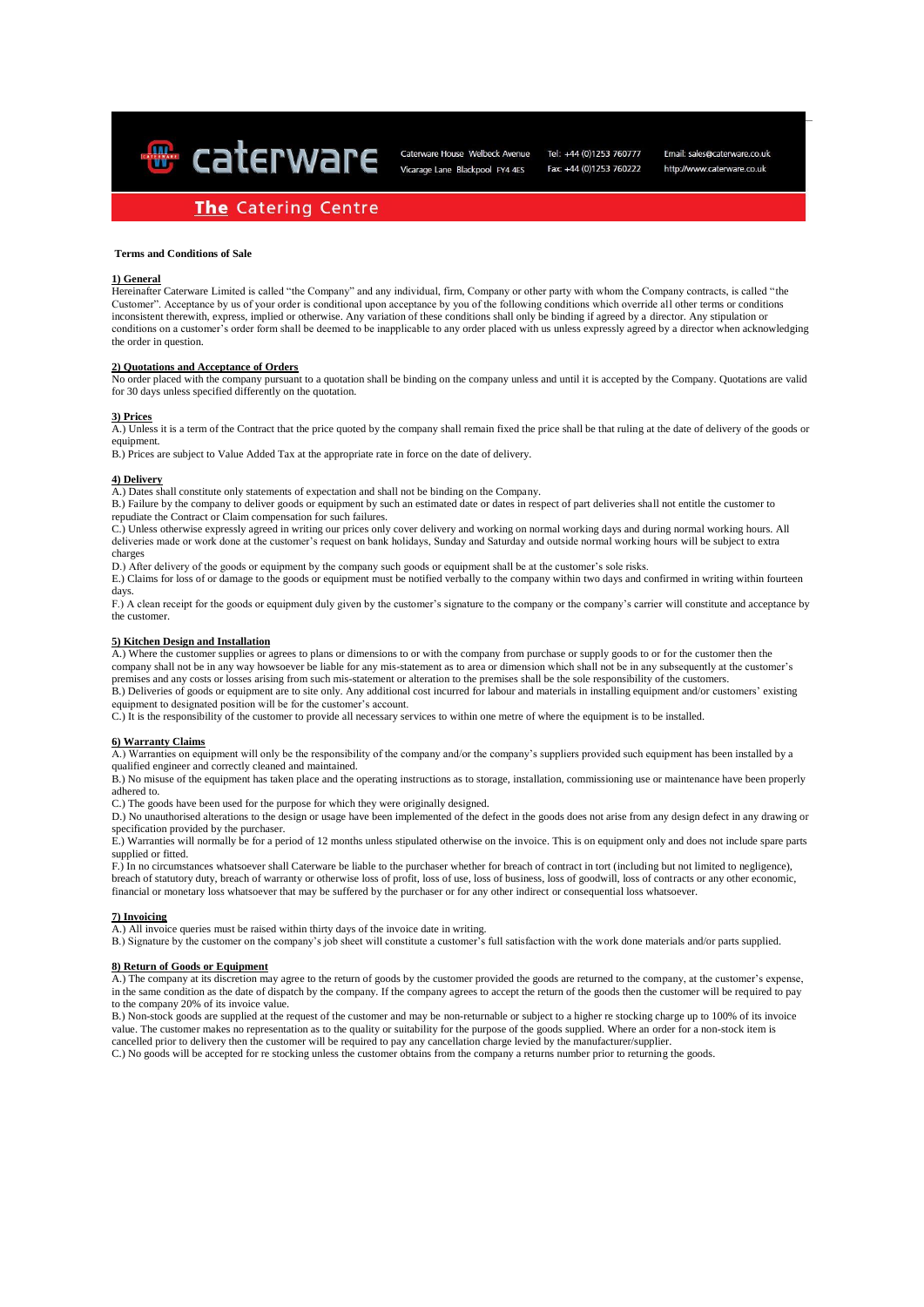caterware

Caterware House Welbeck Avenue Vicarage Lane Blackpool FY4 4ES

Tel: +44 (0)1253 760777 Fax: +44 (0)1253 760222

Email: sales@caterware.co.uk http://www.caterware.co.uk

**The** Catering Centre

**Terms and Conditions of Sale**

**1) General**

Hereinafter Caterware Limited is called "the Company" and any individual, firm, Company or other party with whom the Company contracts, is called "the Customer". Acceptance by us of your order is conditional upon acceptance by you of the following conditions which override all other terms or conditions inconsistent therewith, express, implied or otherwise. Any variation of these conditions shall only be binding if agreed by a director. Any stipulation or conditions on a customer's order form shall be deemed to be inapplicable to any order placed with us unless expressly agreed by a director when acknowledging the order in question.

**2) Quotations and Acceptance of Orders**

No order placed with the company pursuant to a quotation shall be binding on the company unless and until it is accepted by the Company. Quotations are valid for 30 days unless specified differently on the quotation.

**3) Prices**

A.) Unless it is a term of the Contract that the price quoted by the company shall remain fixed the price shall be that ruling at the date of delivery of the goods or equipment.

B.) Prices are subject to Value Added Tax at the appropriate rate in force on the date of delivery.

**4) Delivery**

A.) Dates shall constitute only statements of expectation and shall not be binding on the Company.

B.) Failure by the company to deliver goods or equipment by such an estimated date or dates in respect of part deliveries shall not entitle the customer to repudiate the Contract or Claim compensation for such failures.

C.) Unless otherwise expressly agreed in writing our prices only cover delivery and working on normal working days and during normal working hours. All deliveries made or work done at the customer's request on bank holidays, Sunday and Saturday and outside normal working hours will be subject to extra charges

D.) After delivery of the goods or equipment by the company such goods or equipment shall be at the customer's sole risks.

E.) Claims for loss of or damage to the goods or equipment must be notified verbally to the company within two days and confirmed in writing within fourteen days.

F.) A clean receipt for the goods or equipment duly given by the customer's signature to the company or the company's carrier will constitute and acceptance by the customer.

**5) Kitchen Design and Installation**

A.) Where the customer supplies or agrees to plans or dimensions to or with the company from purchase or supply goods to or for the customer then the company shall not be in any way howsoever be liable for any mis-statement as to area or dimension which shall not be in any subsequently at the customer's premises and any costs or losses arising from such mis-statement or alteration to the premises shall be the sole responsibility of the customers.

B.) Deliveries of goods or equipment are to site only. Any additional cost incurred for labour and materials in installing equipment and/or customers' existing equipment to designated position will be for the customer's account.

C.) It is the responsibility of the customer to provide all necessary services to within one metre of where the equipment is to be installed.

**6) Warranty Claims**

A.) Warranties on equipment will only be the responsibility of the company and/or the company's suppliers provided such equipment has been installed by a qualified engineer and correctly cleaned and maintained.

B.) No misuse of the equipment has taken place and the operating instructions as to storage, installation, commissioning use or maintenance have been properly adhered to.

C.) The goods have been used for the purpose for which they were originally designed.

D.) No unauthorised alterations to the design or usage have been implemented of the defect in the goods does not arise from any design defect in any drawing or specification provided by the purchaser.

E.) Warranties will normally be for a period of 12 months unless stipulated otherwise on the invoice. This is on equipment only and does not include spare parts supplied or fitted.

F.) In no circumstances whatsoever shall Caterware be liable to the purchaser whether for breach of contract in tort (including but not limited to negligence), breach of statutory duty, breach of warranty or otherwise loss of profit, loss of use, loss of business, loss of goodwill, loss of contracts or any other economic, financial or monetary loss whatsoever that may be suffered by the purchaser or for any other indirect or consequential loss whatsoever.

**7) Invoicing**

A.) All invoice queries must be raised within thirty days of the invoice date in writing.

B.) Signature by the customer on the company's job sheet will constitute a customer's full satisfaction with the work done materials and/or parts supplied.

**8) Return of Goods or Equipment**

A.) The company at its discretion may agree to the return of goods by the customer provided the goods are returned to the company, at the customer's expense, in the same condition as the date of dispatch by the company. If the company agrees to accept the return of the goods then the customer will be required to pay to the company 20% of its invoice value.

B.) Non-stock goods are supplied at the request of the customer and may be non-returnable or subject to a higher re stocking charge up to 100% of its invoice value. The customer makes no representation as to the quality or suitability for the purpose of the goods supplied. Where an order for a non-stock item is cancelled prior to delivery then the customer will be required to pay any cancellation charge levied by the manufacturer/supplier.

C.) No goods will be accepted for re stocking unless the customer obtains from the company a returns number prior to returning the goods.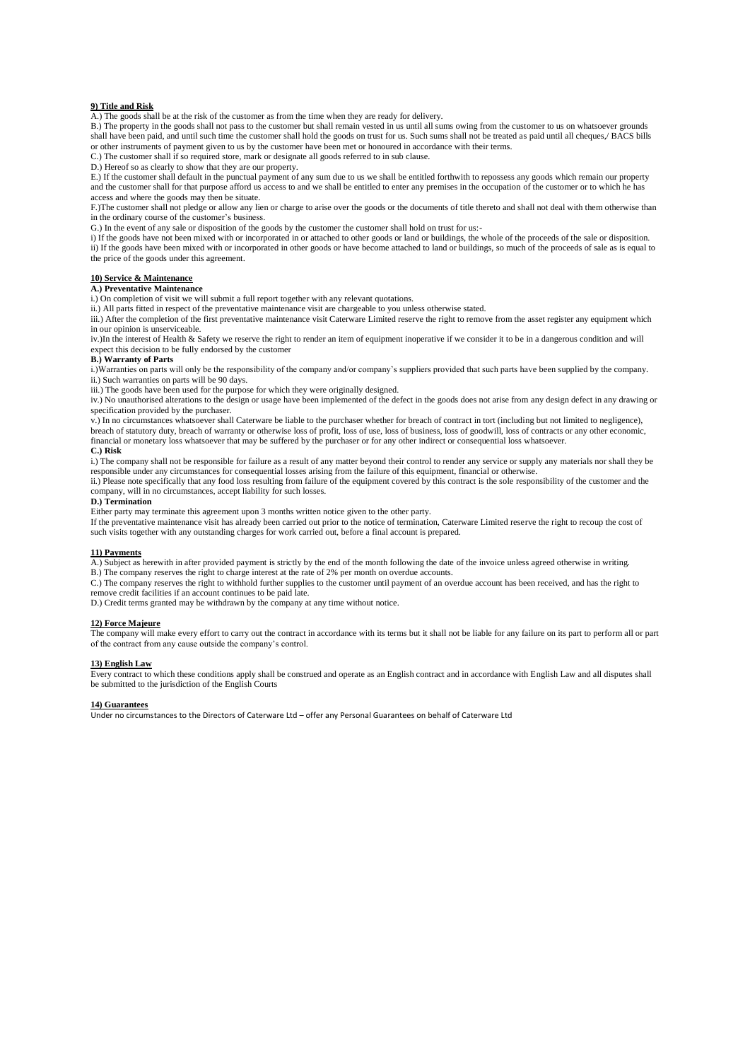## 9) Title and Risk

A.) The goods shall be at the risk of the customer as from the time when they are ready for delivery.

B.) The property in the goods shall not pass to the customer but shall remain vested in us until all sums owing from the customer to us on whatsoever grounds shall have been paid, and until such time the customer shall hold the goods on trust for us. Such sums shall not be treated as paid until all cheques,/ BACS bills or other instruments of payment given to us by the customer have been met or honoured in accordance with their terms.

C.) The customer shall if so required store, mark or designate all goods referred to in sub clause.

D.) Hereof so as clearly to show that they are our property.

E.) If the customer shall default in the punctual payment of any sum due to us we shall be entitled forthwith to repossess any goods which remain our property and the customer shall for that purpose afford us access to and we shall be entitled to enter any premises in the occupation of the customer or to which he has access and where the goods may then be situate.

F.)The customer shall not pledge or allow any lien or charge to arise over the goods or the documents of title thereto and shall not deal with them otherwise than in the ordinary course of the customer's business.

G.) In the event of any sale or disposition of the goods by the customer the customer shall hold on trust for us:-

i) If the goods have not been mixed with or incorporated in or attached to other goods or land or buildings, the whole of the proceeds of the sale or disposition.
ii) If the goods have been mixed with or incorporated in other goods or have become attached to land or buildings, so much of the proceeds of sale as is equal to the price of the goods under this agreement.

## 10) Service & Maintenance

### A.) Preventative Maintenance

i.) On completion of visit we will submit a full report together with any relevant quotations.

ii.) All parts fitted in respect of the preventative maintenance visit are chargeable to you unless otherwise stated.

iii.) After the completion of the first preventative maintenance visit Caterware Limited reserve the right to remove from the asset register any equipment which in our opinion is unserviceable.

iv.)In the interest of Health & Safety we reserve the right to render an item of equipment inoperative if we consider it to be in a dangerous condition and will expect this decision to be fully endorsed by the customer

### B.) Warranty of Parts

i.)Warranties on parts will only be the responsibility of the company and/or company's suppliers provided that such parts have been supplied by the company.

ii.) Such warranties on parts will be 90 days.

iii.) The goods have been used for the purpose for which they were originally designed.

iv.) No unauthorised alterations to the design or usage have been implemented of the defect in the goods does not arise from any design defect in any drawing or specification provided by the purchaser.

v.) In no circumstances whatsoever shall Caterware be liable to the purchaser whether for breach of contract in tort (including but not limited to negligence), breach of statutory duty, breach of warranty or otherwise loss of profit, loss of use, loss of business, loss of goodwill, loss of contracts or any other economic, financial or monetary loss whatsoever that may be suffered by the purchaser or for any other indirect or consequential loss whatsoever.

### C.) Risk

i.) The company shall not be responsible for failure as a result of any matter beyond their control to render any service or supply any materials nor shall they be responsible under any circumstances for consequential losses arising from the failure of this equipment, financial or otherwise.

ii.) Please note specifically that any food loss resulting from failure of the equipment covered by this contract is the sole responsibility of the customer and the company, will in no circumstances, accept liability for such losses.

### D.) Termination

Either party may terminate this agreement upon 3 months written notice given to the other party.

If the preventative maintenance visit has already been carried out prior to the notice of termination, Caterware Limited reserve the right to recoup the cost of such visits together with any outstanding charges for work carried out, before a final account is prepared.

## 11) Payments

A.) Subject as herewith in after provided payment is strictly by the end of the month following the date of the invoice unless agreed otherwise in writing.

B.) The company reserves the right to charge interest at the rate of 2% per month on overdue accounts.

C.) The company reserves the right to withhold further supplies to the customer until payment of an overdue account has been received, and has the right to remove credit facilities if an account continues to be paid late.

D.) Credit terms granted may be withdrawn by the company at any time without notice.

## 12) Force Majeure

The company will make every effort to carry out the contract in accordance with its terms but it shall not be liable for any failure on its part to perform all or part of the contract from any cause outside the company's control.

## 13) English Law

Every contract to which these conditions apply shall be construed and operate as an English contract and in accordance with English Law and all disputes shall be submitted to the jurisdiction of the English Courts

## 14) Guarantees

Under no circumstances to the Directors of Caterware Ltd – offer any Personal Guarantees on behalf of Caterware Ltd